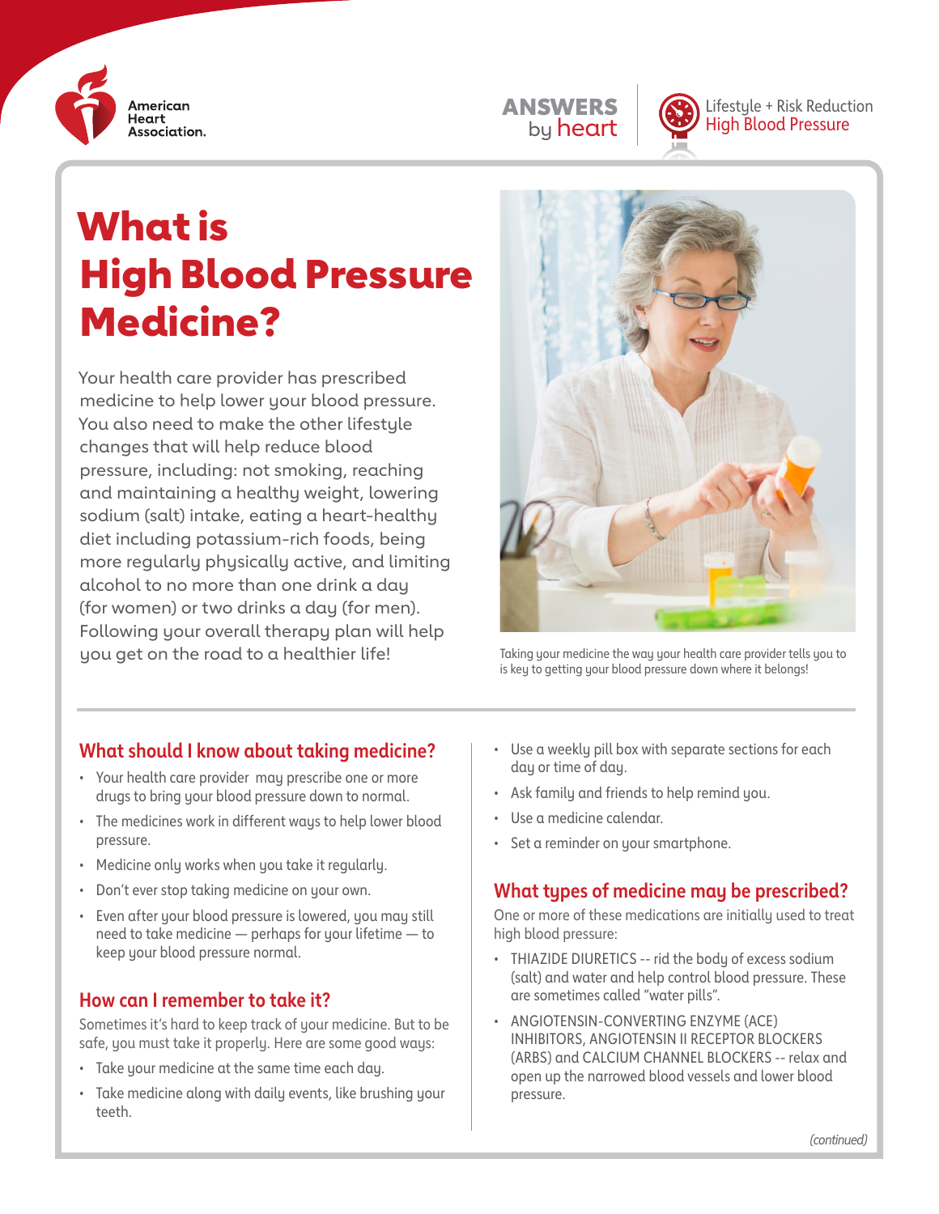American Heart Association.

**ANSWERS by heart**

Lifestyle + Risk Reduction
High Blood Pressure

# What is High Blood Pressure Medicine?

Your health care provider has prescribed medicine to help lower your blood pressure. You also need to make the other lifestyle changes that will help reduce blood pressure, including: not smoking, reaching and maintaining a healthy weight, lowering sodium (salt) intake, eating a heart-healthy diet including potassium-rich foods, being more regularly physically active, and limiting alcohol to no more than one drink a day (for women) or two drinks a day (for men). Following your overall therapy plan will help you get on the road to a healthier life!

Taking your medicine the way your health care provider tells you to is key to getting your blood pressure down where it belongs!

## What should I know about taking medicine?

- Your health care provider may prescribe one or more drugs to bring your blood pressure down to normal.
- The medicines work in different ways to help lower blood pressure.
- Medicine only works when you take it regularly.
- Don't ever stop taking medicine on your own.
- Even after your blood pressure is lowered, you may still need to take medicine — perhaps for your lifetime — to keep your blood pressure normal.

## How can I remember to take it?

Sometimes it's hard to keep track of your medicine. But to be safe, you must take it properly. Here are some good ways:

- Take your medicine at the same time each day.
- Take medicine along with daily events, like brushing your teeth.
- Use a weekly pill box with separate sections for each day or time of day.
- Ask family and friends to help remind you.
- Use a medicine calendar.
- Set a reminder on your smartphone.

## What types of medicine may be prescribed?

One or more of these medications are initially used to treat high blood pressure:

- THIAZIDE DIURETICS -- rid the body of excess sodium (salt) and water and help control blood pressure. These are sometimes called "water pills".
- ANGIOTENSIN-CONVERTING ENZYME (ACE) INHIBITORS, ANGIOTENSIN II RECEPTOR BLOCKERS (ARBS) and CALCIUM CHANNEL BLOCKERS -- relax and open up the narrowed blood vessels and lower blood pressure.

*(continued)*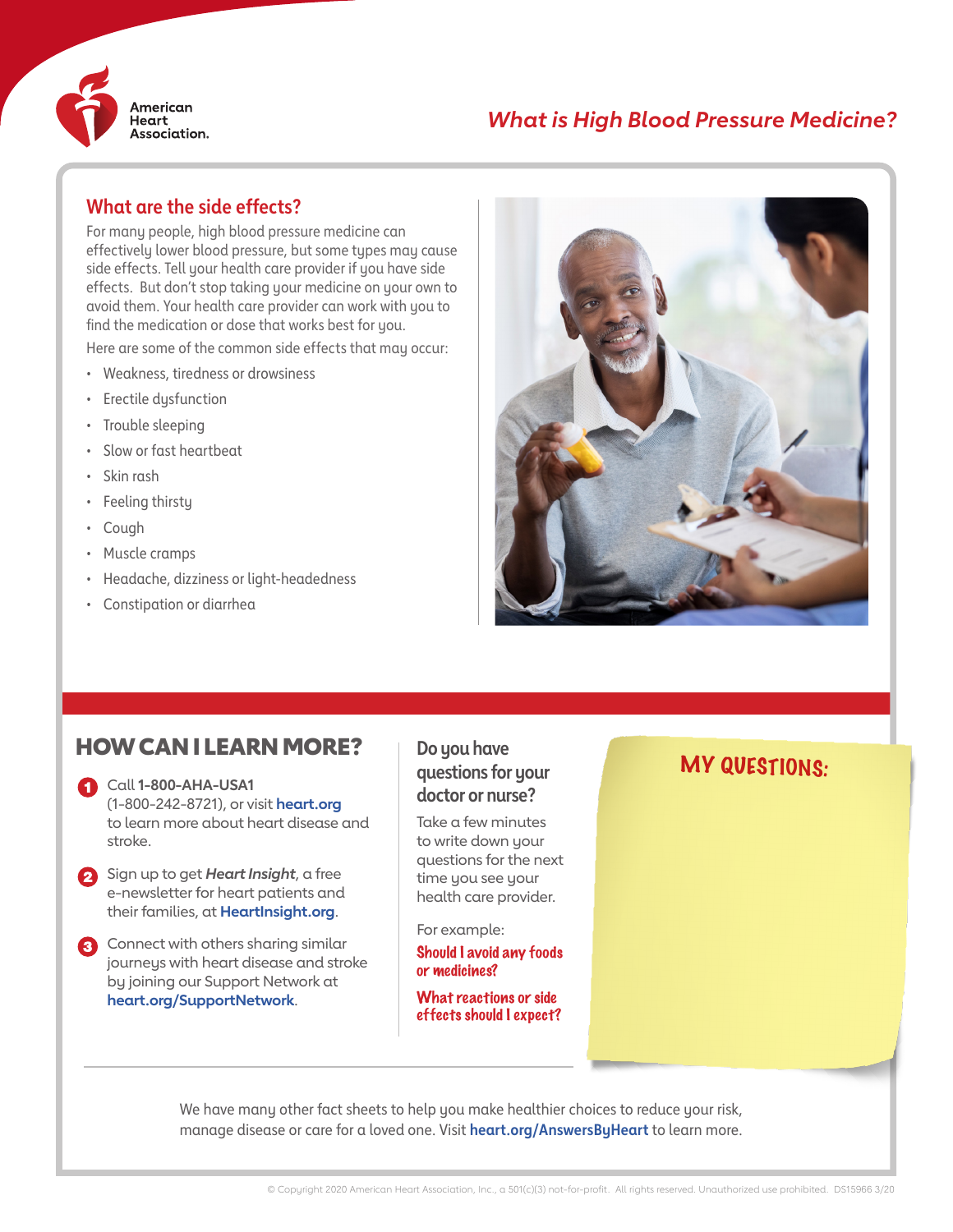## What are the side effects?

For many people, high blood pressure medicine can effectively lower blood pressure, but some types may cause side effects. Tell your health care provider if you have side effects. But don't stop taking your medicine on your own to avoid them. Your health care provider can work with you to find the medication or dose that works best for you.

Here are some of the common side effects that may occur:

- Weakness, tiredness or drowsiness
- Erectile dysfunction
- Trouble sleeping
- Slow or fast heartbeat
- Skin rash
- Feeling thirsty
- Cough
- Muscle cramps
- Headache, dizziness or light-headedness
- Constipation or diarrhea

## HOW CAN I LEARN MORE?

1. Call **1-800-AHA-USA1** (1-800-242-8721), or visit **heart.org** to learn more about heart disease and stroke.
2. Sign up to get ***Heart Insight***, a free e-newsletter for heart patients and their families, at **HeartInsight.org**.
3. Connect with others sharing similar journeys with heart disease and stroke by joining our Support Network at **heart.org/SupportNetwork**.

### Do you have questions for your doctor or nurse?

Take a few minutes to write down your questions for the next time you see your health care provider.

For example:

**Should I avoid any foods or medicines?**

**What reactions or side effects should I expect?**

### MY QUESTIONS:

We have many other fact sheets to help you make healthier choices to reduce your risk, manage disease or care for a loved one. Visit **heart.org/AnswersByHeart** to learn more.

© Copyright 2020 American Heart Association, Inc., a 501(c)(3) not-for-profit. All rights reserved. Unauthorized use prohibited. DS15966 3/20